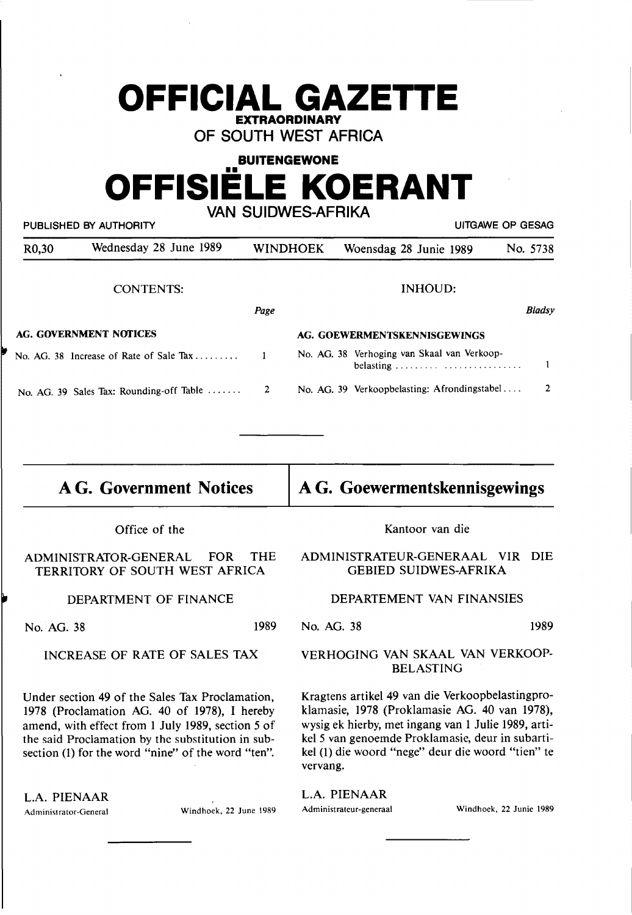# OFFICIAL GAZETTE

**EXTRAORDINARY**

OF SOUTH WEST AFRICA

**BUITENGEWONE**

# OFFISIËLE KOERANT

VAN SUIDWES-AFRIKA

PUBLISHED BY AUTHORITY — UITGAWE OP GESAG

R0,30 | Wednesday 28 June 1989 | WINDHOEK | Woensdag 28 Junie 1989 | No. 5738

## CONTENTS:

| | Page |
|---|---|
| **AG. GOVERNMENT NOTICES** | |
| No. AG. 38 Increase of Rate of Sale Tax | 1 |
| No. AG. 39 Sales Tax: Rounding-off Table | 2 |

## INHOUD:

| | Bladsy |
|---|---|
| **AG. GOEWERMENTSKENNISGEWINGS** | |
| No. AG. 38 Verhoging van Skaal van Verkoopbelasting | 1 |
| No. AG. 39 Verkoopbelasting: Afrondingstabel | 2 |

---

## A G. Government Notices

Office of the

ADMINISTRATOR-GENERAL FOR THE TERRITORY OF SOUTH WEST AFRICA

DEPARTMENT OF FINANCE

No. AG. 38 1989

INCREASE OF RATE OF SALES TAX

Under section 49 of the Sales Tax Proclamation, 1978 (Proclamation AG. 40 of 1978), I hereby amend, with effect from 1 July 1989, section 5 of the said Proclamation by the substitution in subsection (1) for the word "nine" of the word "ten".

L.A. PIENAAR

Administrator-General

Windhoek, 22 June 1989

---

## A G. Goewermentskennisgewings

Kantoor van die

ADMINISTRATEUR-GENERAAL VIR DIE GEBIED SUIDWES-AFRIKA

DEPARTEMENT VAN FINANSIES

No. AG. 38 1989

VERHOGING VAN SKAAL VAN VERKOOPBELASTING

Kragtens artikel 49 van die Verkoopbelastingproklamasie, 1978 (Proklamasie AG. 40 van 1978), wysig ek hierby, met ingang van 1 Julie 1989, artikel 5 van genoemde Proklamasie, deur in subartikel (1) die woord "nege" deur die woord "tien" te vervang.

L.A. PIENAAR

Administrateur-generaal

Windhoek, 22 Junie 1989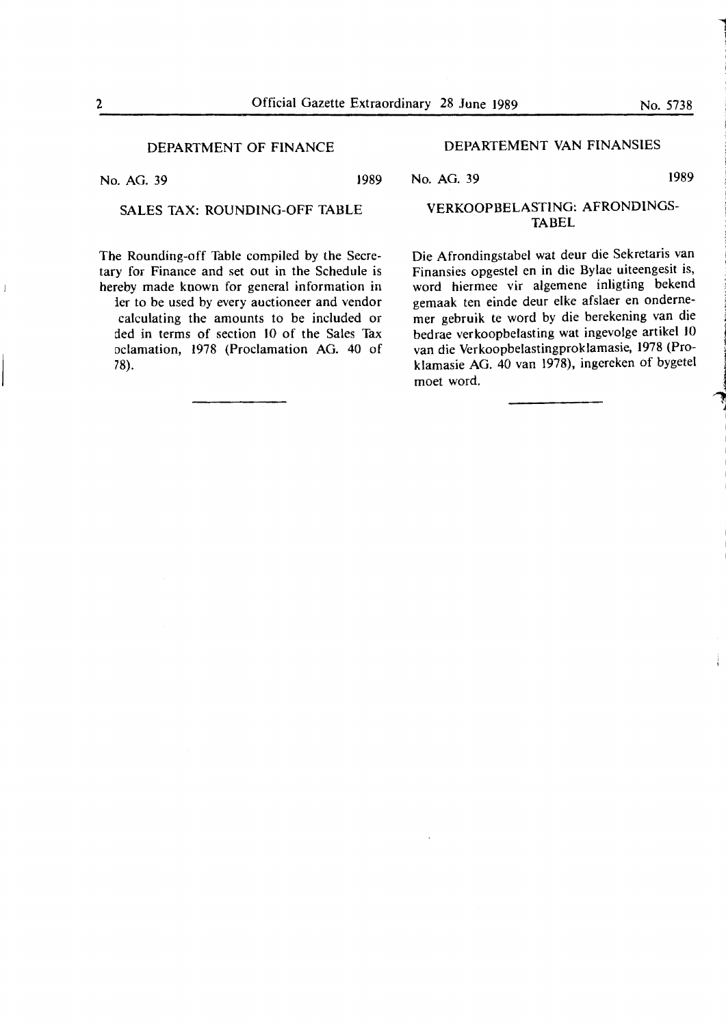## DEPARTMENT OF FINANCE

No. AG. 39 1989

### SALES TAX: ROUNDING-OFF TABLE

The Rounding-off Table compiled by the Secretary for Finance and set out in the Schedule is hereby made known for general information in ler to be used by every auctioneer and vendor calculating the amounts to be included or ded in terms of section 10 of the Sales Tax oclamation, 1978 (Proclamation AG. 40 of 78).

---

## DEPARTEMENT VAN FINANSIES

No. AG. 39 1989

### VERKOOPBELASTING: AFRONDINGS-TABEL

Die Afrondingstabel wat deur die Sekretaris van Finansies opgestel en in die Bylae uiteengesit is, word hiermee vir algemene inligting bekend gemaak ten einde deur elke afslaer en ondernemer gebruik te word by die berekening van die bedrae verkoopbelasting wat ingevolge artikel 10 van die Verkoopbelastingproklamasie, 1978 (Proklamasie AG. 40 van 1978), ingereken of bygetel moet word.

---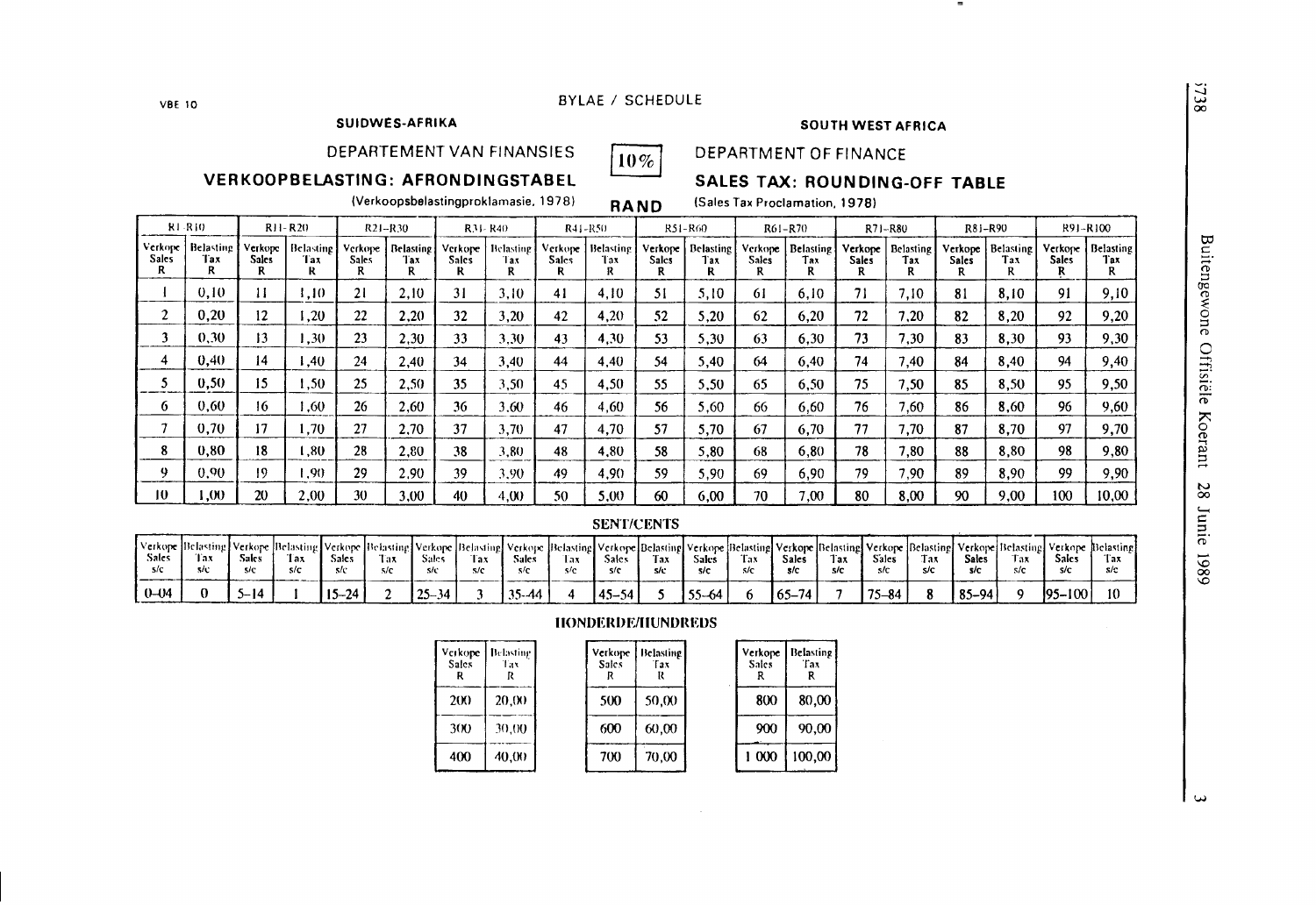VBE 10

BYLAE / SCHEDULE

**SUIDWES-AFRIKA** | **SOUTH WEST AFRICA**

DEPARTEMENT VAN FINANSIES | 10% | DEPARTMENT OF FINANCE

## VERKOOPBELASTING: AFRONDINGSTABEL

## SALES TAX: ROUNDING-OFF TABLE

(Verkoopsbelastingproklamasie, 1978) (Sales Tax Proclamation, 1978)

**RAND**

| R1–R10 | | R11–R20 | | R21–R30 | | R31–R40 | | R41–R50 | | R51–R60 | | R61–R70 | | R71–R80 | | R81–R90 | | R91–R100 | |
|---|---|---|---|---|---|---|---|---|---|---|---|---|---|---|---|---|---|---|---|
| Verkope Sales R | Belasting Tax R | Verkope Sales R | Belasting Tax R | Verkope Sales R | Belasting Tax R | Verkope Sales R | Belasting Tax R | Verkope Sales R | Belasting Tax R | Verkope Sales R | Belasting Tax R | Verkope Sales R | Belasting Tax R | Verkope Sales R | Belasting Tax R | Verkope Sales R | Belasting Tax R | Verkope Sales R | Belasting Tax R |
| 1 | 0,10 | 11 | 1,10 | 21 | 2,10 | 31 | 3,10 | 41 | 4,10 | 51 | 5,10 | 61 | 6,10 | 71 | 7,10 | 81 | 8,10 | 91 | 9,10 |
| 2 | 0,20 | 12 | 1,20 | 22 | 2,20 | 32 | 3,20 | 42 | 4,20 | 52 | 5,20 | 62 | 6,20 | 72 | 7,20 | 82 | 8,20 | 92 | 9,20 |
| 3 | 0,30 | 13 | 1,30 | 23 | 2,30 | 33 | 3,30 | 43 | 4,30 | 53 | 5,30 | 63 | 6,30 | 73 | 7,30 | 83 | 8,30 | 93 | 9,30 |
| 4 | 0,40 | 14 | 1,40 | 24 | 2,40 | 34 | 3,40 | 44 | 4,40 | 54 | 5,40 | 64 | 6,40 | 74 | 7,40 | 84 | 8,40 | 94 | 9,40 |
| 5 | 0,50 | 15 | 1,50 | 25 | 2,50 | 35 | 3,50 | 45 | 4,50 | 55 | 5,50 | 65 | 6,50 | 75 | 7,50 | 85 | 8,50 | 95 | 9,50 |
| 6 | 0,60 | 16 | 1,60 | 26 | 2,60 | 36 | 3,60 | 46 | 4,60 | 56 | 5,60 | 66 | 6,60 | 76 | 7,60 | 86 | 8,60 | 96 | 9,60 |
| 7 | 0,70 | 17 | 1,70 | 27 | 2,70 | 37 | 3,70 | 47 | 4,70 | 57 | 5,70 | 67 | 6,70 | 77 | 7,70 | 87 | 8,70 | 97 | 9,70 |
| 8 | 0,80 | 18 | 1,80 | 28 | 2,80 | 38 | 3,80 | 48 | 4,80 | 58 | 5,80 | 68 | 6,80 | 78 | 7,80 | 88 | 8,80 | 98 | 9,80 |
| 9 | 0,90 | 19 | 1,90 | 29 | 2,90 | 39 | 3,90 | 49 | 4,90 | 59 | 5,90 | 69 | 6,90 | 79 | 7,90 | 89 | 8,90 | 99 | 9,90 |
| 10 | 1,00 | 20 | 2,00 | 30 | 3,00 | 40 | 4,00 | 50 | 5,00 | 60 | 6,00 | 70 | 7,00 | 80 | 8,00 | 90 | 9,00 | 100 | 10,00 |

**SENT/CENTS**

| Verkope Sales s/c | Belasting Tax s/c | Verkope Sales s/c | Belasting Tax s/c | Verkope Sales s/c | Belasting Tax s/c | Verkope Sales s/c | Belasting Tax s/c | Verkope Sales s/c | Belasting Tax s/c | Verkope Sales s/c | Belasting Tax s/c | Verkope Sales s/c | Belasting Tax s/c | Verkope Sales s/c | Belasting Tax s/c | Verkope Sales s/c | Belasting Tax s/c | Verkope Sales s/c | Belasting Tax s/c | Verkope Sales s/c | Belasting Tax s/c |
|---|---|---|---|---|---|---|---|---|---|---|---|---|---|---|---|---|---|---|---|---|---|
| 0–04 | 0 | 5–14 | 1 | 15–24 | 2 | 25–34 | 3 | 35–44 | 4 | 45–54 | 5 | 55–64 | 6 | 65–74 | 7 | 75–84 | 8 | 85–94 | 9 | 95–100 | 10 |

**HONDERDE/HUNDREDS**

| Verkope Sales R | Belasting Tax R | Verkope Sales R | Belasting Tax R | Verkope Sales R | Belasting Tax R |
|---|---|---|---|---|---|
| 200 | 20,00 | 500 | 50,00 | 800 | 80,00 |
| 300 | 30,00 | 600 | 60,00 | 900 | 90,00 |
| 400 | 40,00 | 700 | 70,00 | 1 000 | 100,00 |